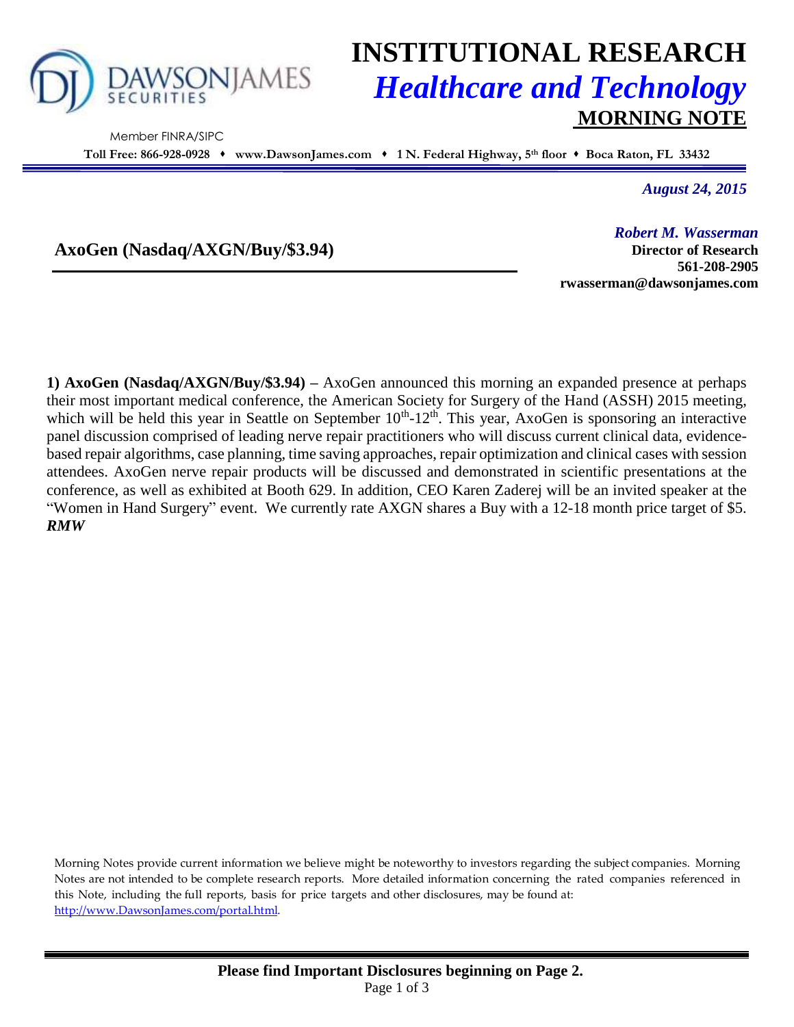# INSTITUTIONAL RESEARCH

## *Healthcare and Technology*

### MORNING NOTE

DAWSONJAMES SECURITIES

Member FINRA/SIPC

**Toll Free: 866-928-0928 ♦ www.DawsonJames.com ♦ 1 N. Federal Highway, 5th floor ♦ Boca Raton, FL 33432**

***August 24, 2015***

**AxoGen (Nasdaq/AXGN/Buy/$3.94)**

***Robert M. Wasserman***
**Director of Research**
**561-208-2905**
**rwasserman@dawsonjames.com**

**1) AxoGen (Nasdaq/AXGN/Buy/$3.94) –** AxoGen announced this morning an expanded presence at perhaps their most important medical conference, the American Society for Surgery of the Hand (ASSH) 2015 meeting, which will be held this year in Seattle on September 10th-12th. This year, AxoGen is sponsoring an interactive panel discussion comprised of leading nerve repair practitioners who will discuss current clinical data, evidence-based repair algorithms, case planning, time saving approaches, repair optimization and clinical cases with session attendees. AxoGen nerve repair products will be discussed and demonstrated in scientific presentations at the conference, as well as exhibited at Booth 629. In addition, CEO Karen Zaderej will be an invited speaker at the "Women in Hand Surgery" event. We currently rate AXGN shares a Buy with a 12-18 month price target of $5. ***RMW***

Morning Notes provide current information we believe might be noteworthy to investors regarding the subject companies. Morning Notes are not intended to be complete research reports. More detailed information concerning the rated companies referenced in this Note, including the full reports, basis for price targets and other disclosures, may be found at: http://www.DawsonJames.com/portal.html.

**Please find Important Disclosures beginning on Page 2.**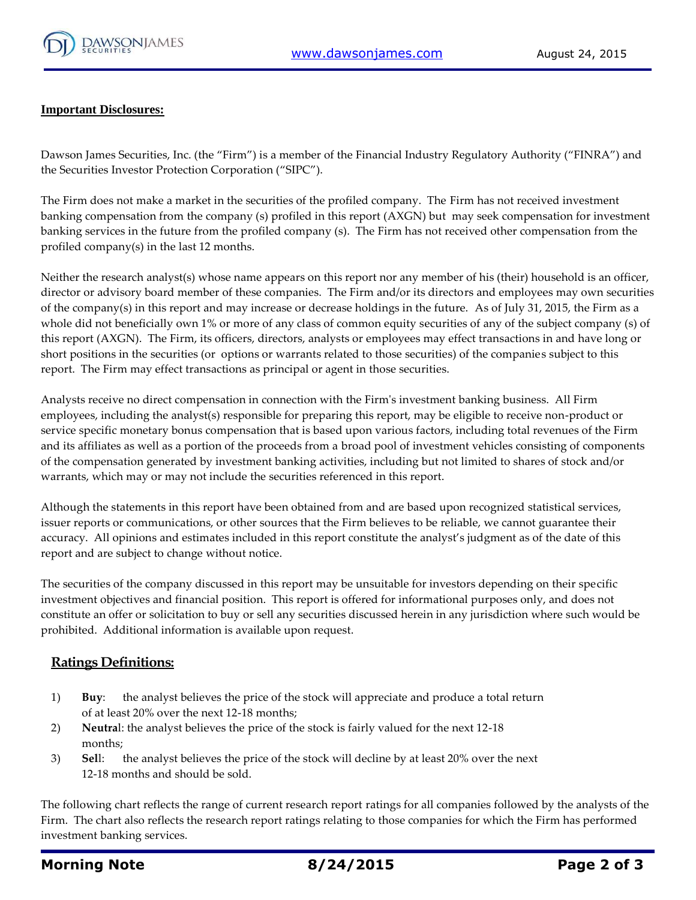**Important Disclosures:**

Dawson James Securities, Inc. (the "Firm") is a member of the Financial Industry Regulatory Authority ("FINRA") and the Securities Investor Protection Corporation ("SIPC").

The Firm does not make a market in the securities of the profiled company. The Firm has not received investment banking compensation from the company (s) profiled in this report (AXGN) but may seek compensation for investment banking services in the future from the profiled company (s). The Firm has not received other compensation from the profiled company(s) in the last 12 months.

Neither the research analyst(s) whose name appears on this report nor any member of his (their) household is an officer, director or advisory board member of these companies. The Firm and/or its directors and employees may own securities of the company(s) in this report and may increase or decrease holdings in the future. As of July 31, 2015, the Firm as a whole did not beneficially own 1% or more of any class of common equity securities of any of the subject company (s) of this report (AXGN). The Firm, its officers, directors, analysts or employees may effect transactions in and have long or short positions in the securities (or options or warrants related to those securities) of the companies subject to this report. The Firm may effect transactions as principal or agent in those securities.

Analysts receive no direct compensation in connection with the Firm's investment banking business. All Firm employees, including the analyst(s) responsible for preparing this report, may be eligible to receive non-product or service specific monetary bonus compensation that is based upon various factors, including total revenues of the Firm and its affiliates as well as a portion of the proceeds from a broad pool of investment vehicles consisting of components of the compensation generated by investment banking activities, including but not limited to shares of stock and/or warrants, which may or may not include the securities referenced in this report.

Although the statements in this report have been obtained from and are based upon recognized statistical services, issuer reports or communications, or other sources that the Firm believes to be reliable, we cannot guarantee their accuracy. All opinions and estimates included in this report constitute the analyst's judgment as of the date of this report and are subject to change without notice.

The securities of the company discussed in this report may be unsuitable for investors depending on their specific investment objectives and financial position. This report is offered for informational purposes only, and does not constitute an offer or solicitation to buy or sell any securities discussed herein in any jurisdiction where such would be prohibited. Additional information is available upon request.

## Ratings Definitions:

1) **Buy**: the analyst believes the price of the stock will appreciate and produce a total return of at least 20% over the next 12-18 months;
2) **Neutral**: the analyst believes the price of the stock is fairly valued for the next 12-18 months;
3) **Sell**: the analyst believes the price of the stock will decline by at least 20% over the next 12-18 months and should be sold.

The following chart reflects the range of current research report ratings for all companies followed by the analysts of the Firm. The chart also reflects the research report ratings relating to those companies for which the Firm has performed investment banking services.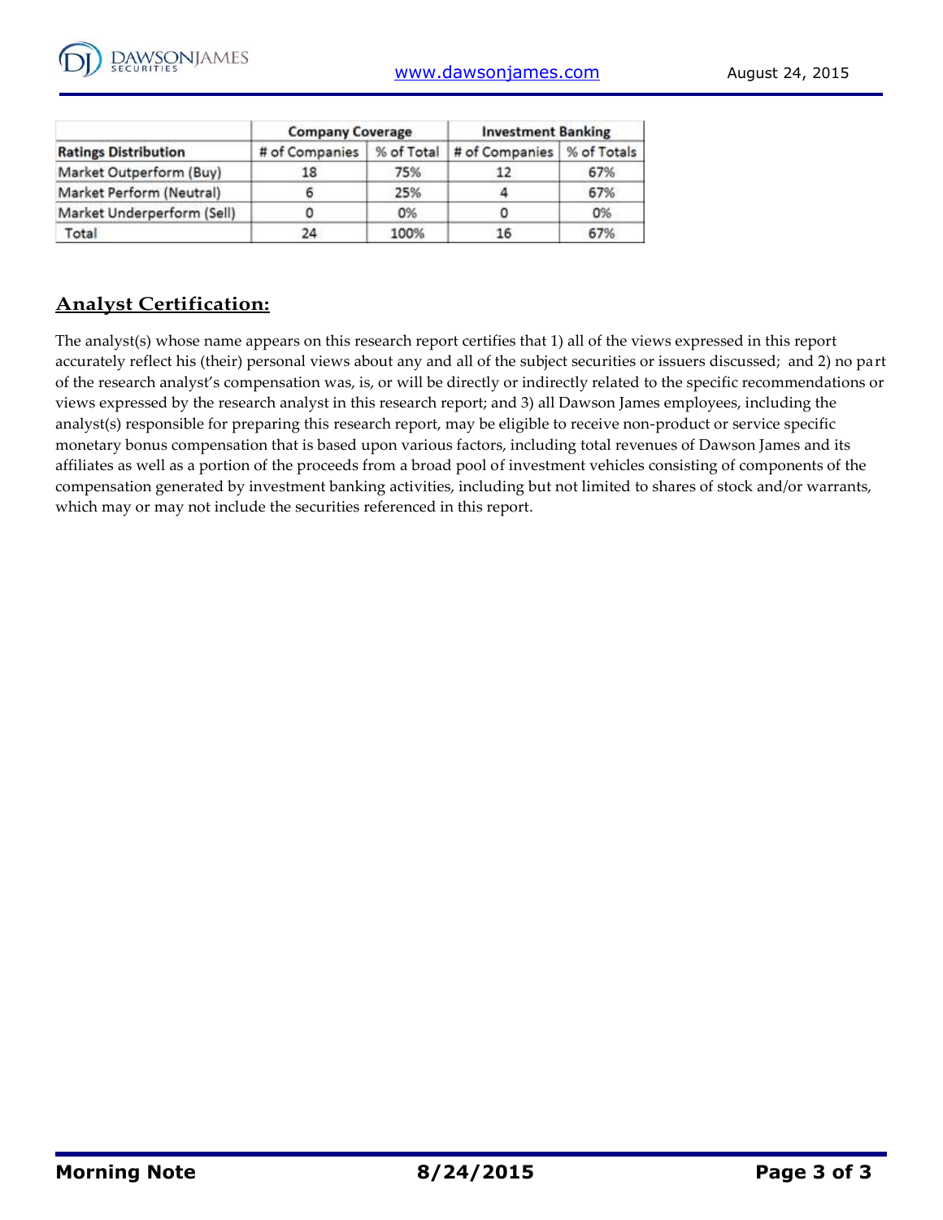| | Company Coverage | | Investment Banking | |
|---|---|---|---|---|
| Ratings Distribution | # of Companies | % of Total | # of Companies | % of Totals |
| Market Outperform (Buy) | 18 | 75% | 12 | 67% |
| Market Perform (Neutral) | 6 | 25% | 4 | 67% |
| Market Underperform (Sell) | 0 | 0% | 0 | 0% |
| Total | 24 | 100% | 16 | 67% |

## Analyst Certification:

The analyst(s) whose name appears on this research report certifies that 1) all of the views expressed in this report accurately reflect his (their) personal views about any and all of the subject securities or issuers discussed; and 2) no part of the research analyst's compensation was, is, or will be directly or indirectly related to the specific recommendations or views expressed by the research analyst in this research report; and 3) all Dawson James employees, including the analyst(s) responsible for preparing this research report, may be eligible to receive non-product or service specific monetary bonus compensation that is based upon various factors, including total revenues of Dawson James and its affiliates as well as a portion of the proceeds from a broad pool of investment vehicles consisting of components of the compensation generated by investment banking activities, including but not limited to shares of stock and/or warrants, which may or may not include the securities referenced in this report.